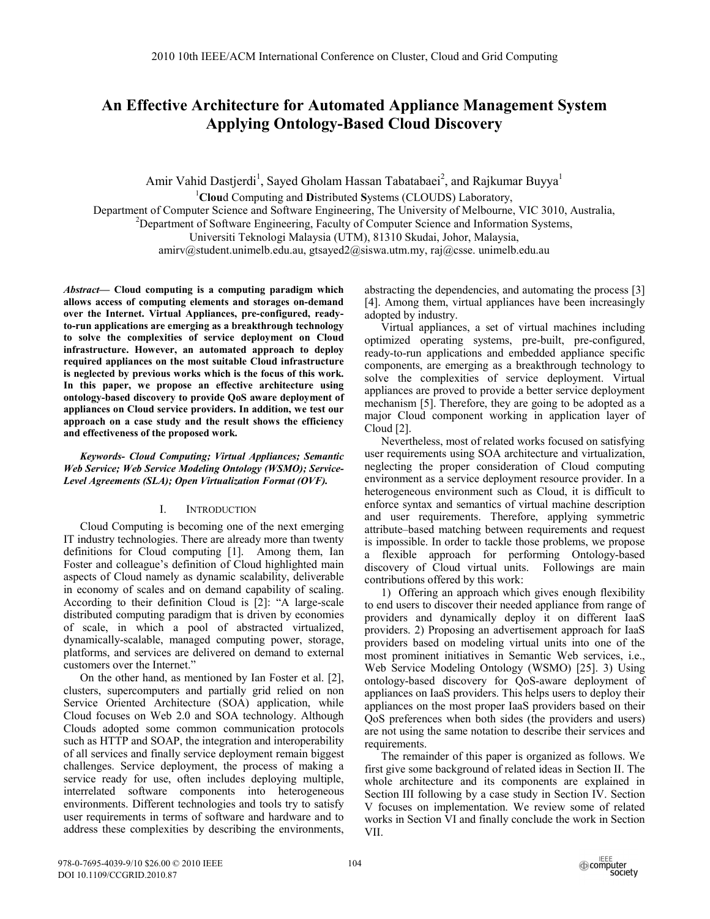# An Effective Architecture for Automated Appliance Management System Applying Ontology-Based Cloud Discovery

Amir Vahid Dastjerdi[1], Sayed Gholam Hassan Tabatabaei[2], and Rajkumar Buyya[1]

[1]**Clou**d Computing and **D**istributed **S**ystems (CLOUDS) Laboratory,
Department of Computer Science and Software Engineering, The University of Melbourne, VIC 3010, Australia,
[2]Department of Software Engineering, Faculty of Computer Science and Information Systems,
Universiti Teknologi Malaysia (UTM), 81310 Skudai, Johor, Malaysia,
amirv@student.unimelb.edu.au, gtsayed2@siswa.utm.my, raj@csse. unimelb.edu.au

***Abstract*— Cloud computing is a computing paradigm which allows access of computing elements and storages on-demand over the Internet. Virtual Appliances, pre-configured, ready-to-run applications are emerging as a breakthrough technology to solve the complexities of service deployment on Cloud infrastructure. However, an automated approach to deploy required appliances on the most suitable Cloud infrastructure is neglected by previous works which is the focus of this work. In this paper, we propose an effective architecture using ontology-based discovery to provide QoS aware deployment of appliances on Cloud service providers. In addition, we test our approach on a case study and the result shows the efficiency and effectiveness of the proposed work.**

***Keywords- Cloud Computing; Virtual Appliances; Semantic Web Service; Web Service Modeling Ontology (WSMO); Service-Level Agreements (SLA); Open Virtualization Format (OVF).***

## I. INTRODUCTION

Cloud Computing is becoming one of the next emerging IT industry technologies. There are already more than twenty definitions for Cloud computing [1]. Among them, Ian Foster and colleague's definition of Cloud highlighted main aspects of Cloud namely as dynamic scalability, deliverable in economy of scales and on demand capability of scaling. According to their definition Cloud is [2]: "A large-scale distributed computing paradigm that is driven by economies of scale, in which a pool of abstracted virtualized, dynamically-scalable, managed computing power, storage, platforms, and services are delivered on demand to external customers over the Internet."

On the other hand, as mentioned by Ian Foster et al. [2], clusters, supercomputers and partially grid relied on non Service Oriented Architecture (SOA) application, while Cloud focuses on Web 2.0 and SOA technology. Although Clouds adopted some common communication protocols such as HTTP and SOAP, the integration and interoperability of all services and finally service deployment remain biggest challenges. Service deployment, the process of making a service ready for use, often includes deploying multiple, interrelated software components into heterogeneous environments. Different technologies and tools try to satisfy user requirements in terms of software and hardware and to address these complexities by describing the environments, abstracting the dependencies, and automating the process [3] [4]. Among them, virtual appliances have been increasingly adopted by industry.

Virtual appliances, a set of virtual machines including optimized operating systems, pre-built, pre-configured, ready-to-run applications and embedded appliance specific components, are emerging as a breakthrough technology to solve the complexities of service deployment. Virtual appliances are proved to provide a better service deployment mechanism [5]. Therefore, they are going to be adopted as a major Cloud component working in application layer of Cloud [2].

Nevertheless, most of related works focused on satisfying user requirements using SOA architecture and virtualization, neglecting the proper consideration of Cloud computing environment as a service deployment resource provider. In a heterogeneous environment such as Cloud, it is difficult to enforce syntax and semantics of virtual machine description and user requirements. Therefore, applying symmetric attribute–based matching between requirements and request is impossible. In order to tackle those problems, we propose a flexible approach for performing Ontology-based discovery of Cloud virtual units. Followings are main contributions offered by this work:

1) Offering an approach which gives enough flexibility to end users to discover their needed appliance from range of providers and dynamically deploy it on different IaaS providers. 2) Proposing an advertisement approach for IaaS providers based on modeling virtual units into one of the most prominent initiatives in Semantic Web services, i.e., Web Service Modeling Ontology (WSMO) [25]. 3) Using ontology-based discovery for QoS-aware deployment of appliances on IaaS providers. This helps users to deploy their appliances on the most proper IaaS providers based on their QoS preferences when both sides (the providers and users) are not using the same notation to describe their services and requirements.

The remainder of this paper is organized as follows. We first give some background of related ideas in Section II. The whole architecture and its components are explained in Section III following by a case study in Section IV. Section V focuses on implementation. We review some of related works in Section VI and finally conclude the work in Section VII.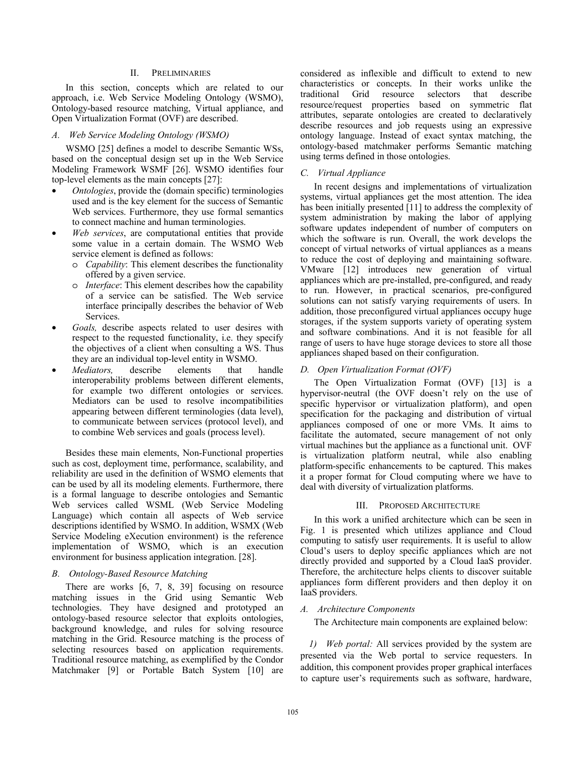## II. Preliminaries

In this section, concepts which are related to our approach, i.e. Web Service Modeling Ontology (WSMO), Ontology-based resource matching, Virtual appliance, and Open Virtualization Format (OVF) are described.

### A. Web Service Modeling Ontology (WSMO)

WSMO [25] defines a model to describe Semantic WSs, based on the conceptual design set up in the Web Service Modeling Framework WSMF [26]. WSMO identifies four top-level elements as the main concepts [27]:

- *Ontologies*, provide the (domain specific) terminologies used and is the key element for the success of Semantic Web services. Furthermore, they use formal semantics to connect machine and human terminologies.
- *Web services*, are computational entities that provide some value in a certain domain. The WSMO Web service element is defined as follows:
    - *Capability*: This element describes the functionality offered by a given service.
    - *Interface*: This element describes how the capability of a service can be satisfied. The Web service interface principally describes the behavior of Web Services.
- *Goals,* describe aspects related to user desires with respect to the requested functionality, i.e. they specify the objectives of a client when consulting a WS. Thus they are an individual top-level entity in WSMO.
- *Mediators,* describe elements that handle interoperability problems between different elements, for example two different ontologies or services. Mediators can be used to resolve incompatibilities appearing between different terminologies (data level), to communicate between services (protocol level), and to combine Web services and goals (process level).

Besides these main elements, Non-Functional properties such as cost, deployment time, performance, scalability, and reliability are used in the definition of WSMO elements that can be used by all its modeling elements. Furthermore, there is a formal language to describe ontologies and Semantic Web services called WSML (Web Service Modeling Language) which contain all aspects of Web service descriptions identified by WSMO. In addition, WSMX (Web Service Modeling eXecution environment) is the reference implementation of WSMO, which is an execution environment for business application integration. [28].

### B. Ontology-Based Resource Matching

There are works [6, 7, 8, 39] focusing on resource matching issues in the Grid using Semantic Web technologies. They have designed and prototyped an ontology-based resource selector that exploits ontologies, background knowledge, and rules for solving resource matching in the Grid. Resource matching is the process of selecting resources based on application requirements. Traditional resource matching, as exemplified by the Condor Matchmaker [9] or Portable Batch System [10] are considered as inflexible and difficult to extend to new characteristics or concepts. In their works unlike the traditional Grid resource selectors that describe resource/request properties based on symmetric flat attributes, separate ontologies are created to declaratively describe resources and job requests using an expressive ontology language. Instead of exact syntax matching, the ontology-based matchmaker performs Semantic matching using terms defined in those ontologies.

### C. Virtual Appliance

In recent designs and implementations of virtualization systems, virtual appliances get the most attention. The idea has been initially presented [11] to address the complexity of system administration by making the labor of applying software updates independent of number of computers on which the software is run. Overall, the work develops the concept of virtual networks of virtual appliances as a means to reduce the cost of deploying and maintaining software. VMware [12] introduces new generation of virtual appliances which are pre-installed, pre-configured, and ready to run. However, in practical scenarios, pre-configured solutions can not satisfy varying requirements of users. In addition, those preconfigured virtual appliances occupy huge storages, if the system supports variety of operating system and software combinations. And it is not feasible for all range of users to have huge storage devices to store all those appliances shaped based on their configuration.

### D. Open Virtualization Format (OVF)

The Open Virtualization Format (OVF) [13] is a hypervisor-neutral (the OVF doesn't rely on the use of specific hypervisor or virtualization platform), and open specification for the packaging and distribution of virtual appliances composed of one or more VMs. It aims to facilitate the automated, secure management of not only virtual machines but the appliance as a functional unit. OVF is virtualization platform neutral, while also enabling platform-specific enhancements to be captured. This makes it a proper format for Cloud computing where we have to deal with diversity of virtualization platforms.

## III. Proposed Architecture

In this work a unified architecture which can be seen in Fig. 1 is presented which utilizes appliance and Cloud computing to satisfy user requirements. It is useful to allow Cloud's users to deploy specific appliances which are not directly provided and supported by a Cloud IaaS provider. Therefore, the architecture helps clients to discover suitable appliances form different providers and then deploy it on IaaS providers.

### A. Architecture Components

The Architecture main components are explained below:

*1) Web portal:* All services provided by the system are presented via the Web portal to service requesters. In addition, this component provides proper graphical interfaces to capture user's requirements such as software, hardware,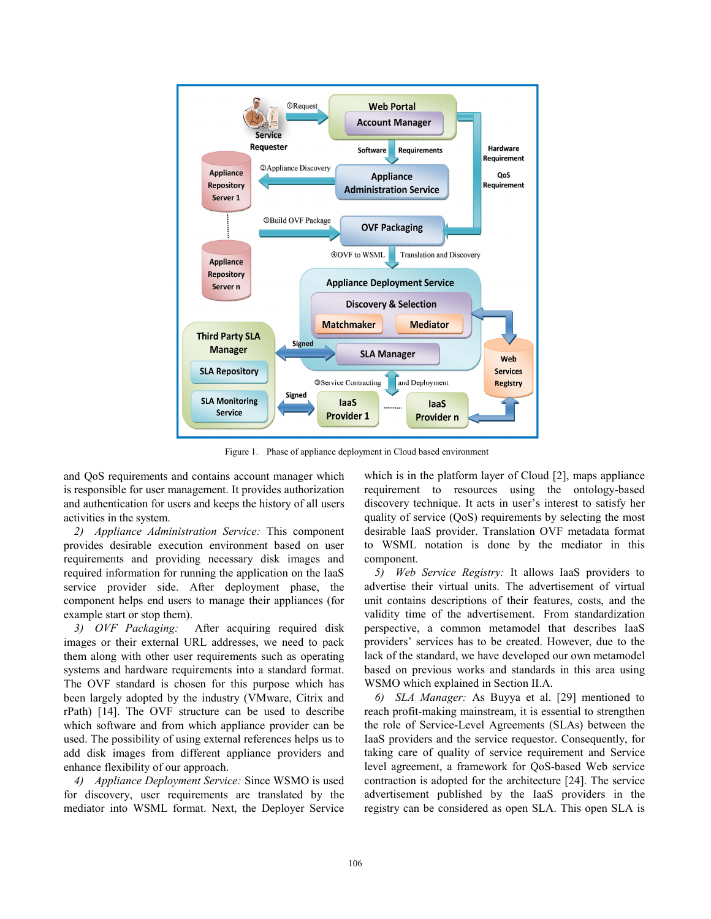Figure 1. Phase of appliance deployment in Cloud based environment

and QoS requirements and contains account manager which is responsible for user management. It provides authorization and authentication for users and keeps the history of all users activities in the system.

*2) Appliance Administration Service:* This component provides desirable execution environment based on user requirements and providing necessary disk images and required information for running the application on the IaaS service provider side. After deployment phase, the component helps end users to manage their appliances (for example start or stop them).

*3) OVF Packaging:* After acquiring required disk images or their external URL addresses, we need to pack them along with other user requirements such as operating systems and hardware requirements into a standard format. The OVF standard is chosen for this purpose which has been largely adopted by the industry (VMware, Citrix and rPath) [14]. The OVF structure can be used to describe which software and from which appliance provider can be used. The possibility of using external references helps us to add disk images from different appliance providers and enhance flexibility of our approach.

*4) Appliance Deployment Service:* Since WSMO is used for discovery, user requirements are translated by the mediator into WSML format. Next, the Deployer Service which is in the platform layer of Cloud [2], maps appliance requirement to resources using the ontology-based discovery technique. It acts in user's interest to satisfy her quality of service (QoS) requirements by selecting the most desirable IaaS provider. Translation OVF metadata format to WSML notation is done by the mediator in this component.

*5) Web Service Registry:* It allows IaaS providers to advertise their virtual units. The advertisement of virtual unit contains descriptions of their features, costs, and the validity time of the advertisement. From standardization perspective, a common metamodel that describes IaaS providers' services has to be created. However, due to the lack of the standard, we have developed our own metamodel based on previous works and standards in this area using WSMO which explained in Section II.A.

*6) SLA Manager:* As Buyya et al. [29] mentioned to reach profit-making mainstream, it is essential to strengthen the role of Service-Level Agreements (SLAs) between the IaaS providers and the service requestor. Consequently, for taking care of quality of service requirement and Service level agreement, a framework for QoS-based Web service contraction is adopted for the architecture [24]. The service advertisement published by the IaaS providers in the registry can be considered as open SLA. This open SLA is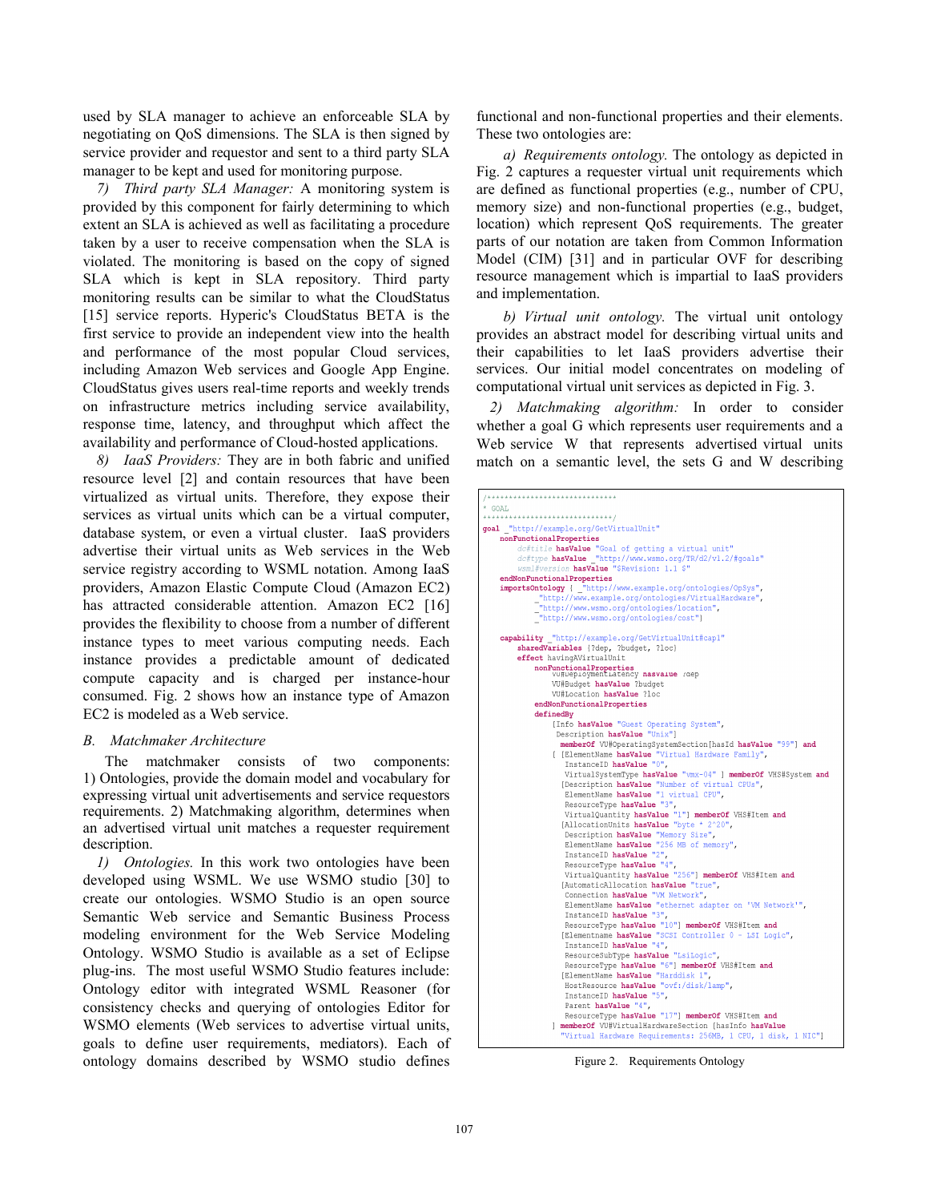used by SLA manager to achieve an enforceable SLA by negotiating on QoS dimensions. The SLA is then signed by service provider and requestor and sent to a third party SLA manager to be kept and used for monitoring purpose.

*7) Third party SLA Manager:* A monitoring system is provided by this component for fairly determining to which extent an SLA is achieved as well as facilitating a procedure taken by a user to receive compensation when the SLA is violated. The monitoring is based on the copy of signed SLA which is kept in SLA repository. Third party monitoring results can be similar to what the CloudStatus [15] service reports. Hyperic's CloudStatus BETA is the first service to provide an independent view into the health and performance of the most popular Cloud services, including Amazon Web services and Google App Engine. CloudStatus gives users real-time reports and weekly trends on infrastructure metrics including service availability, response time, latency, and throughput which affect the availability and performance of Cloud-hosted applications.

*8) IaaS Providers:* They are in both fabric and unified resource level [2] and contain resources that have been virtualized as virtual units. Therefore, they expose their services as virtual units which can be a virtual computer, database system, or even a virtual cluster. IaaS providers advertise their virtual units as Web services in the Web service registry according to WSML notation. Among IaaS providers, Amazon Elastic Compute Cloud (Amazon EC2) has attracted considerable attention. Amazon EC2 [16] provides the flexibility to choose from a number of different instance types to meet various computing needs. Each instance provides a predictable amount of dedicated compute capacity and is charged per instance-hour consumed. Fig. 2 shows how an instance type of Amazon EC2 is modeled as a Web service.

### B. Matchmaker Architecture

The matchmaker consists of two components: 1) Ontologies, provide the domain model and vocabulary for expressing virtual unit advertisements and service requestors requirements. 2) Matchmaking algorithm, determines when an advertised virtual unit matches a requester requirement description.

*1) Ontologies.* In this work two ontologies have been developed using WSML. We use WSMO studio [30] to create our ontologies. WSMO Studio is an open source Semantic Web service and Semantic Business Process modeling environment for the Web Service Modeling Ontology. WSMO Studio is available as a set of Eclipse plug-ins. The most useful WSMO Studio features include: Ontology editor with integrated WSML Reasoner (for consistency checks and querying of ontologies Editor for WSMO elements (Web services to advertise virtual units, goals to define user requirements, mediators). Each of ontology domains described by WSMO studio defines functional and non-functional properties and their elements. These two ontologies are:

*a) Requirements ontology.* The ontology as depicted in Fig. 2 captures a requester virtual unit requirements which are defined as functional properties (e.g., number of CPU, memory size) and non-functional properties (e.g., budget, location) which represent QoS requirements. The greater parts of our notation are taken from Common Information Model (CIM) [31] and in particular OVF for describing resource management which is impartial to IaaS providers and implementation.

*b) Virtual unit ontology.* The virtual unit ontology provides an abstract model for describing virtual units and their capabilities to let IaaS providers advertise their services. Our initial model concentrates on modeling of computational virtual unit services as depicted in Fig. 3.

*2) Matchmaking algorithm:* In order to consider whether a goal G which represents user requirements and a Web service W that represents advertised virtual units match on a semantic level, the sets G and W describing

```
/******************************
* GOAL
******************************/
goal _"http://example.org/GetVirtualUnit"
    nonFunctionalProperties
        dc#title hasValue "Goal of getting a virtual unit"
        dc#type hasValue _"http://www.wsmo.org/TR/d2/v1.2/#goals"
        wsml#version hasValue "$Revision: 1.1 $"
    endNonFunctionalProperties
    importsOntology { _"http://www.example.org/ontologies/OpSys",
            _"http://www.example.org/ontologies/VirtualHardware",
            _"http://www.wsmo.org/ontologies/location",
            _"http://www.wsmo.org/ontologies/cost"}

    capability _"http://example.org/GetVirtualUnit#cap1"
        sharedVariables {?dep, ?budget, ?loc}
        effect havingAVirtualUnit
            nonFunctionalProperties
                VU#DeploymentLatency hasValue ?dep
                VU#Budget hasValue ?budget
                VU#Location hasValue ?loc
            endNonFunctionalProperties
            definedBy
                [Info hasValue "Guest Operating System",
                 Description hasValue "Unix"]
                  memberOf VU#OperatingSystemSection[hasId hasValue "99"] and
                [ [ElementName hasValue "Virtual Hardware Family",
                   InstanceID hasValue "0",
                   VirtualSystemType hasValue "vmx-04" ] memberOf VHS#System and
                  [Description hasValue "Number of virtual CPUs",
                   ElementName hasValue "1 virtual CPU",
                   ResourceType hasValue "3",
                   VirtualQuantity hasValue "1"] memberOf VHS#Item and
                  [AllocationUnits hasValue "byte * 2^20",
                   Description hasValue "Memory Size",
                   ElementName hasValue "256 MB of memory",
                   InstanceID hasValue "2",
                   ResourceType hasValue "4",
                   VirtualQuantity hasValue "256"] memberOf VHS#Item and
                  [AutomaticAllocation hasValue "true",
                   Connection hasValue "VM Network",
                   ElementName hasValue "ethernet adapter on 'VM Network'",
                   InstanceID hasValue "3",
                   ResourceType hasValue "10"] memberOf VHS#Item and
                  [Elementname hasValue "SCSI Controller 0 - LSI Logic",
                   InstanceID hasValue "4",
                   ResourceSubType hasValue "LsiLogic",
                   ResourceType hasValue "6"] memberOf VHS#Item and
                  [ElementName hasValue "Harddisk 1",
                   HostResource hasValue "ovf:/disk/lamp",
                   InstanceID hasValue "5",
                   Parent hasValue "4",
                   ResourceType hasValue "17"] memberOf VHS#Item and
                ] memberOf VU#VirtualHardwareSection [hasInfo hasValue
                  "Virtual Hardware Requirements: 256MB, 1 CPU, 1 disk, 1 NIC"]
```

Figure 2. Requirements Ontology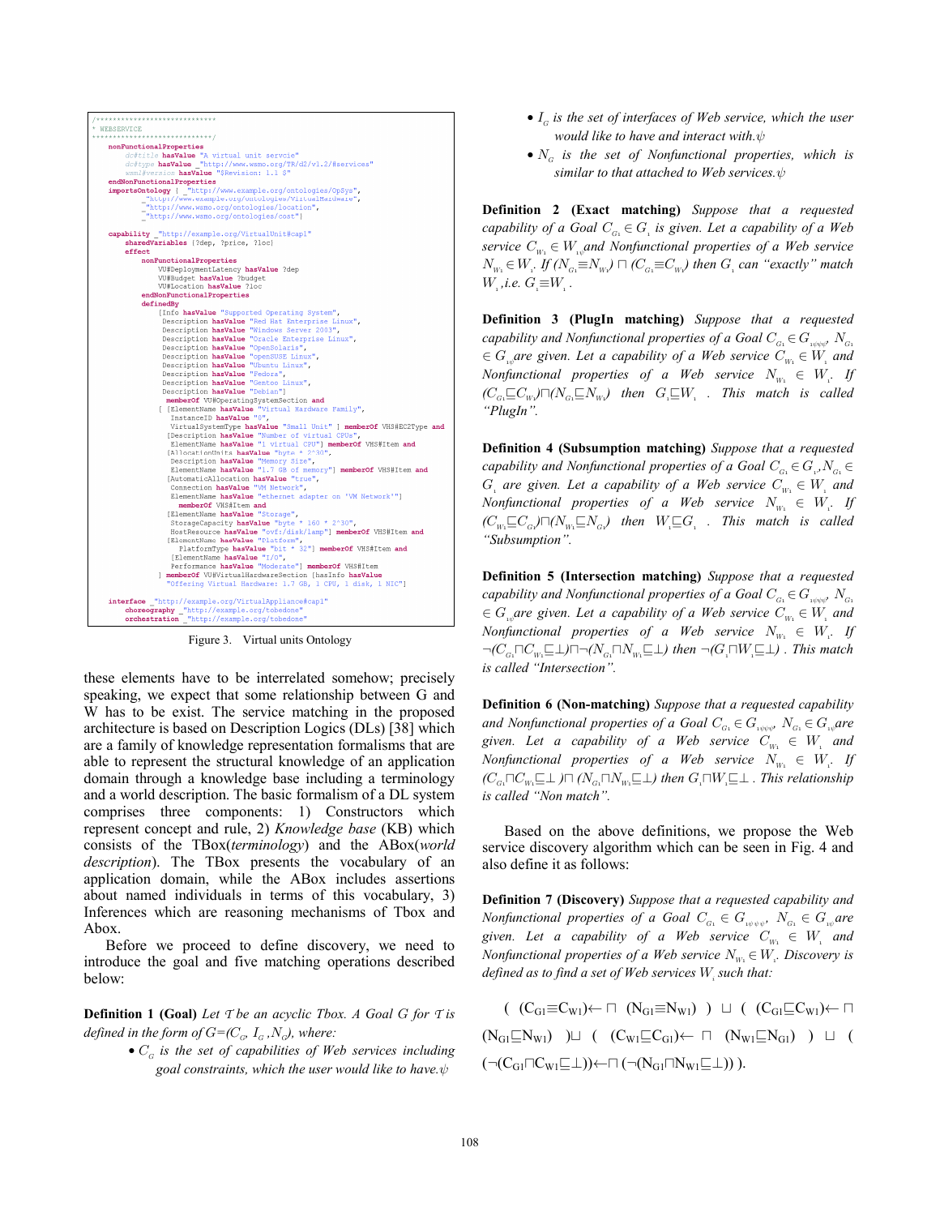```
/*****************************
* WEBSERVICE
*****************************/
    nonFunctionalProperties
        dc#title hasValue "A virtual unit servcie"
        dc#type hasValue _"http://www.wsmo.org/TR/d2/v1.2/#services"
        wsml#version hasValue "$Revision: 1.1 $"
    endNonFunctionalProperties
    importsOntology { _"http://www.example.org/ontologies/OpSys",
            _"http://www.example.org/ontologies/VirtualHardware",
            _"http://www.wsmo.org/ontologies/location",
            _"http://www.wsmo.org/ontologies/cost"}

    capability _"http://example.org/VirtualUnit#cap1"
        sharedVariables {?dep, ?price, ?loc}
        effect
            nonFunctionalProperties
                VU#DeploymentLatency hasValue ?dep
                VU#Budget hasValue ?budget
                VU#Location hasValue ?loc
            endNonFunctionalProperties
            definedBy
                [Info hasValue "Supported Operating System",
                 Description hasValue "Red Hat Enterprise Linux",
                 Description hasValue "Windows Server 2003",
                 Description hasValue "Oracle Enterprise Linux",
                 Description hasValue "OpenSolaris",
                 Description hasValue "openSUSE Linux",
                 Description hasValue "Ubuntu Linux",
                 Description hasValue "Fedora",
                 Description hasValue "Gentoo Linux",
                 Description hasValue "Debian"]
                  memberOf VU#OperatingSystemSection and
                [ [ElementName hasValue "Virtual Hardware Family",
                   InstanceID hasValue "0",
                   VirtualSystemType hasValue "Small Unit" ] memberOf VHS#EC2Type and
                  [Description hasValue "Number of virtual CPUs",
                   ElementName hasValue "1 virtual CPU"] memberOf VHS#Item and
                  [AllocationUnits hasValue "byte * 2^30",
                   Description hasValue "Memory Size",
                   ElementName hasValue "1.7 GB of memory"] memberOf VHS#Item and
                  [AutomaticAllocation hasValue "true",
                   Connection hasValue "VM Network",
                   ElementName hasValue "ethernet adapter on 'VM Network'"]
                    memberOf VHS#Item and
                  [ElementName hasValue "Storage",
                   StorageCapacity hasValue "byte * 160 * 2^30",
                   HostResource hasValue "ovf:/disk/lamp"] memberOf VHS#Item and
                  [ElementName hasValue "Platform",
                    PlatformType hasValue "bit * 32"] memberOf VHS#Item and
                  [ElementName hasValue "I/O",
                   Performance hasValue "Moderate"] memberOf VHS#Item
                ] memberOf VU#VirtualHardwareSection [hasInfo hasValue
                  "Offering Virtual Hardware: 1.7 GB, 1 CPU, 1 disk, 1 NIC"]

    interface _"http://example.org/VirtualAppliance#cap1"
        choreography _"http://example.org/tobedone"
        orchestration _"http://example.org/tobedone"
```

Figure 3. Virtual units Ontology

these elements have to be interrelated somehow; precisely speaking, we expect that some relationship between G and W has to be exist. The service matching in the proposed architecture is based on Description Logics (DLs) [38] which are a family of knowledge representation formalisms that are able to represent the structural knowledge of an application domain through a knowledge base including a terminology and a world description. The basic formalism of a DL system comprises three components: 1) Constructors which represent concept and rule, 2) *Knowledge base* (KB) which consists of the TBox(*terminology*) and the ABox(*world description*). The TBox presents the vocabulary of an application domain, while the ABox includes assertions about named individuals in terms of this vocabulary, 3) Inferences which are reasoning mechanisms of Tbox and Abox.

Before we proceed to define discovery, we need to introduce the goal and five matching operations described below:

**Definition 1 (Goal)** *Let $\mathcal{T}$ be an acyclic Tbox. A Goal G for $\mathcal{T}$ is defined in the form of $G=(C_G, I_G, N_G)$, where:*

- *$C_G$ is the set of capabilities of Web services including goal constraints, which the user would like to have.ψ*
- *$I_G$ is the set of interfaces of Web service, which the user would like to have and interact with.ψ*
- *$N_G$ is the set of Nonfunctional properties, which is similar to that attached to Web services.ψ*

**Definition 2 (Exact matching)** *Suppose that a requested capability of a Goal $C_{G_1} \in G_1$ is given. Let a capability of a Web service $C_{W_1} \in W_{1\psi}$ and Nonfunctional properties of a Web service $N_{W_1} \in W_1$. If $(N_{G_1} \equiv N_{W_1}) \sqcap (C_{G_1} \equiv C_{W_1})$ then $G_1$ can "exactly" match $W_1$, i.e. $G_1 \equiv W_1$.*

**Definition 3 (PlugIn matching)** *Suppose that a requested capability and Nonfunctional properties of a Goal $C_{G_1} \in G_{1\psi\psi\psi}$, $N_{G_1} \in G_{1\psi}$ are given. Let a capability of a Web service $C_{W_1} \in W_1$ and Nonfunctional properties of a Web service $N_{W_1} \in W_1$. If $(C_{G_1} \sqsubseteq C_{W_1}) \sqcap (N_{G_1} \sqsubseteq N_{W_1})$ then $G_1 \sqsubseteq W_1$. This match is called "PlugIn".*

**Definition 4 (Subsumption matching)** *Suppose that a requested capability and Nonfunctional properties of a Goal $C_{G_1} \in G_1$, $N_{G_1} \in G_1$ are given. Let a capability of a Web service $C_{W_1} \in W_1$ and Nonfunctional properties of a Web service $N_{W_1} \in W_1$. If $(C_{W_1} \sqsubseteq C_{G_1}) \sqcap (N_{W_1} \sqsubseteq N_{G_1})$ then $W_1 \sqsubseteq G_1$. This match is called "Subsumption".*

**Definition 5 (Intersection matching)** *Suppose that a requested capability and Nonfunctional properties of a Goal $C_{G_1} \in G_{1\psi\psi\psi}$, $N_{G_1} \in G_{1\psi}$ are given. Let a capability of a Web service $C_{W_1} \in W_1$ and Nonfunctional properties of a Web service $N_{W_1} \in W_1$. If $\neg(C_{G_1} \sqcap C_{W_1} \sqsubseteq \perp) \sqcap \neg(N_{G_1} \sqcap N_{W_1} \sqsubseteq \perp)$ then $\neg(G_1 \sqcap W_1 \sqsubseteq \perp)$. This match is called "Intersection".*

**Definition 6 (Non-matching)** *Suppose that a requested capability and Nonfunctional properties of a Goal $C_{G_1} \in G_{1\psi\psi\psi}$, $N_{G_1} \in G_{1\psi}$ are given. Let a capability of a Web service $C_{W_1} \in W_1$ and Nonfunctional properties of a Web service $N_{W_1} \in W_1$. If $(C_{G_1} \sqcap C_{W_1} \sqsubseteq \perp) \sqcap (N_{G_1} \sqcap N_{W_1} \sqsubseteq \perp)$ then $G_1 \sqcap W_1 \sqsubseteq \perp$. This relationship is called "Non match".*

Based on the above definitions, we propose the Web service discovery algorithm which can be seen in Fig. 4 and also define it as follows:

**Definition 7 (Discovery)** *Suppose that a requested capability and Nonfunctional properties of a Goal $C_{G_1} \in G_{1\psi\psi\psi}$, $N_{G_1} \in G_{1\psi}$ are given. Let a capability of a Web service $C_{W_1} \in W_1$ and Nonfunctional properties of a Web service $N_{W_1} \in W_1$. Discovery is defined as to find a set of Web services $W_1$ such that:*

$$( (C_{G1} \equiv C_{W1}) \leftarrow \sqcap (N_{G1} \equiv N_{W1}) ) \sqcup ( (C_{G1} \sqsubseteq C_{W1}) \leftarrow \sqcap (N_{G1} \sqsubseteq N_{W1}) ) \sqcup ( (C_{W1} \sqsubseteq C_{G1}) \leftarrow \sqcap (N_{W1} \sqsubseteq N_{G1}) ) \sqcup ( (\neg(C_{G1} \sqcap C_{W1} \sqsubseteq \perp)) \leftarrow \sqcap (\neg(N_{G1} \sqcap N_{W1} \sqsubseteq \perp)) ).$$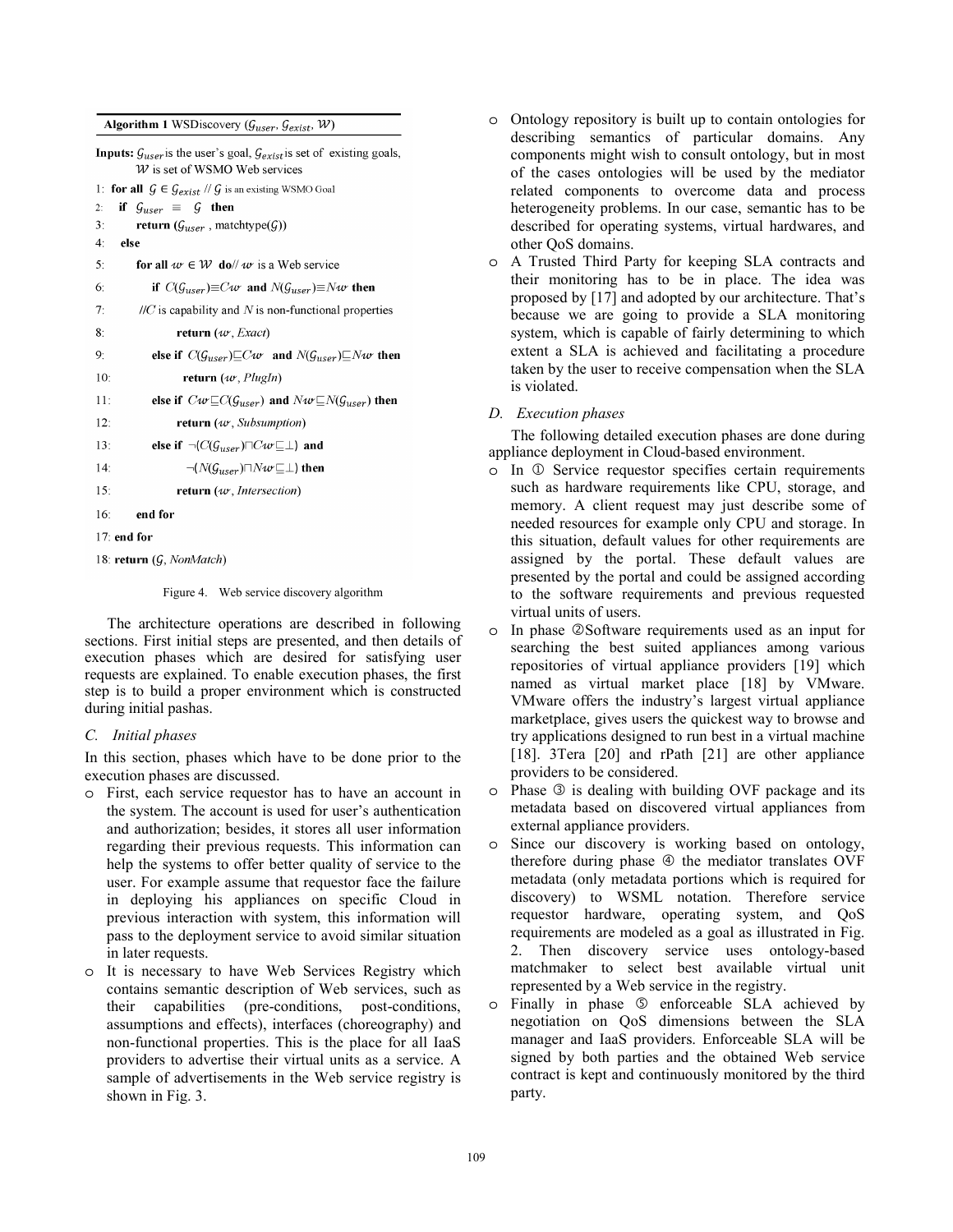**Algorithm 1** WSDiscovery ($\mathcal{G}_{user}$, $\mathcal{G}_{exist}$, $\mathcal{W}$)

```
Inputs: G_user is the user's goal, G_exist is set of existing goals,
        W is set of WSMO Web services
1:  for all G ∈ G_exist // G is an existing WSMO Goal
2:    if G_user ≡ G then
3:      return (G_user , matchtype(G))
4:    else
5:      for all w ∈ W do// w is a Web service
6:        if C(G_user)≡Cw and N(G_user)≡Nw then
7:        //C is capability and N is non-functional properties
8:          return (w, Exact)
9:        else if C(G_user)⊑Cw and N(G_user)⊑Nw then
10:         return (w, PlugIn)
11:       else if Cw⊑C(G_user) and Nw⊑N(G_user) then
12:         return (w, Subsumption)
13:       else if ¬(C(G_user)⊓Cw⊑⊥) and
14:               ¬(N(G_user)⊓Nw⊑⊥) then
15:         return (w, Intersection)
16:     end for
17: end for
18: return (G, NonMatch)
```

Figure 4. Web service discovery algorithm

The architecture operations are described in following sections. First initial steps are presented, and then details of execution phases which are desired for satisfying user requests are explained. To enable execution phases, the first step is to build a proper environment which is constructed during initial pashas.

### C. Initial phases

In this section, phases which have to be done prior to the execution phases are discussed.

- First, each service requestor has to have an account in the system. The account is used for user's authentication and authorization; besides, it stores all user information regarding their previous requests. This information can help the systems to offer better quality of service to the user. For example assume that requestor face the failure in deploying his appliances on specific Cloud in previous interaction with system, this information will pass to the deployment service to avoid similar situation in later requests.
- It is necessary to have Web Services Registry which contains semantic description of Web services, such as their capabilities (pre-conditions, post-conditions, assumptions and effects), interfaces (choreography) and non-functional properties. This is the place for all IaaS providers to advertise their virtual units as a service. A sample of advertisements in the Web service registry is shown in Fig. 3.
- Ontology repository is built up to contain ontologies for describing semantics of particular domains. Any components might wish to consult ontology, but in most of the cases ontologies will be used by the mediator related components to overcome data and process heterogeneity problems. In our case, semantic has to be described for operating systems, virtual hardwares, and other QoS domains.
- A Trusted Third Party for keeping SLA contracts and their monitoring has to be in place. The idea was proposed by [17] and adopted by our architecture. That's because we are going to provide a SLA monitoring system, which is capable of fairly determining to which extent a SLA is achieved and facilitating a procedure taken by the user to receive compensation when the SLA is violated.

### D. Execution phases

The following detailed execution phases are done during appliance deployment in Cloud-based environment.

- In ① Service requestor specifies certain requirements such as hardware requirements like CPU, storage, and memory. A client request may just describe some of needed resources for example only CPU and storage. In this situation, default values for other requirements are assigned by the portal. These default values are presented by the portal and could be assigned according to the software requirements and previous requested virtual units of users.
- In phase ②Software requirements used as an input for searching the best suited appliances among various repositories of virtual appliance providers [19] which named as virtual market place [18] by VMware. VMware offers the industry's largest virtual appliance marketplace, gives users the quickest way to browse and try applications designed to run best in a virtual machine [18]. 3Tera [20] and rPath [21] are other appliance providers to be considered.
- Phase ③ is dealing with building OVF package and its metadata based on discovered virtual appliances from external appliance providers.
- Since our discovery is working based on ontology, therefore during phase ④ the mediator translates OVF metadata (only metadata portions which is required for discovery) to WSML notation. Therefore service requestor hardware, operating system, and QoS requirements are modeled as a goal as illustrated in Fig. 2. Then discovery service uses ontology-based matchmaker to select best available virtual unit represented by a Web service in the registry.
- Finally in phase ⑤ enforceable SLA achieved by negotiation on QoS dimensions between the SLA manager and IaaS providers. Enforceable SLA will be signed by both parties and the obtained Web service contract is kept and continuously monitored by the third party.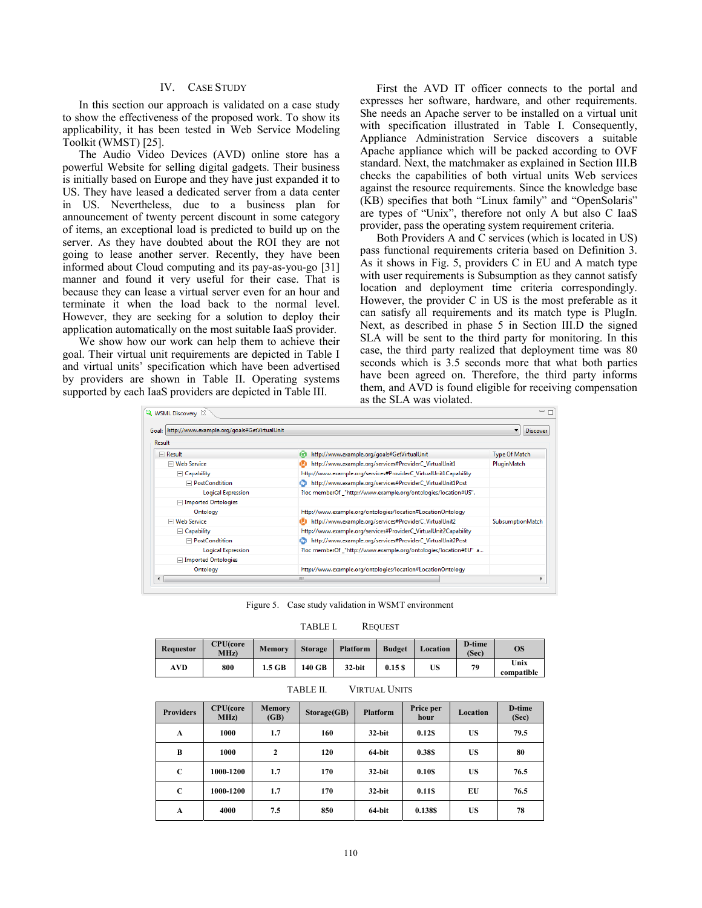## IV. Case Study

In this section our approach is validated on a case study to show the effectiveness of the proposed work. To show its applicability, it has been tested in Web Service Modeling Toolkit (WMST) [25].

The Audio Video Devices (AVD) online store has a powerful Website for selling digital gadgets. Their business is initially based on Europe and they have just expanded it to US. They have leased a dedicated server from a data center in US. Nevertheless, due to a business plan for announcement of twenty percent discount in some category of items, an exceptional load is predicted to build up on the server. As they have doubted about the ROI they are not going to lease another server. Recently, they have been informed about Cloud computing and its pay-as-you-go [31] manner and found it very useful for their case. That is because they can lease a virtual server even for an hour and terminate it when the load back to the normal level. However, they are seeking for a solution to deploy their application automatically on the most suitable IaaS provider.

We show how our work can help them to achieve their goal. Their virtual unit requirements are depicted in Table I and virtual units' specification which have been advertised by providers are shown in Table II. Operating systems supported by each IaaS providers are depicted in Table III.

First the AVD IT officer connects to the portal and expresses her software, hardware, and other requirements. She needs an Apache server to be installed on a virtual unit with specification illustrated in Table I. Consequently, Appliance Administration Service discovers a suitable Apache appliance which will be packed according to OVF standard. Next, the matchmaker as explained in Section III.B checks the capabilities of both virtual units Web services against the resource requirements. Since the knowledge base (KB) specifies that both "Linux family" and "OpenSolaris" are types of "Unix", therefore not only A but also C IaaS provider, pass the operating system requirement criteria.

Both Providers A and C services (which is located in US) pass functional requirements criteria based on Definition 3. As it shows in Fig. 5, providers C in EU and A match type with user requirements is Subsumption as they cannot satisfy location and deployment time criteria correspondingly. However, the provider C in US is the most preferable as it can satisfy all requirements and its match type is PlugIn. Next, as described in phase 5 in Section III.D the signed SLA will be sent to the third party for monitoring. In this case, the third party realized that deployment time was 80 seconds which is 3.5 seconds more that what both parties have been agreed on. Therefore, the third party informs them, and AVD is found eligible for receiving compensation as the SLA was violated.

Figure 5. Case study validation in WSMT environment

TABLE I. Request

| Requestor | CPU(core MHz) | Memory | Storage | Platform | Budget | Location | D-time (Sec) | OS |
|---|---|---|---|---|---|---|---|---|
| AVD | 800 | 1.5 GB | 140 GB | 32-bit | 0.15 $ | US | 79 | Unix compatible |

TABLE II. Virtual Units

| Providers | CPU(core MHz) | Memory (GB) | Storage(GB) | Platform | Price per hour | Location | D-time (Sec) |
|---|---|---|---|---|---|---|---|
| A | 1000 | 1.7 | 160 | 32-bit | 0.12$ | US | 79.5 |
| B | 1000 | 2 | 120 | 64-bit | 0.38$ | US | 80 |
| C | 1000-1200 | 1.7 | 170 | 32-bit | 0.10$ | US | 76.5 |
| C | 1000-1200 | 1.7 | 170 | 32-bit | 0.11$ | EU | 76.5 |
| A | 4000 | 7.5 | 850 | 64-bit | 0.138$ | US | 78 |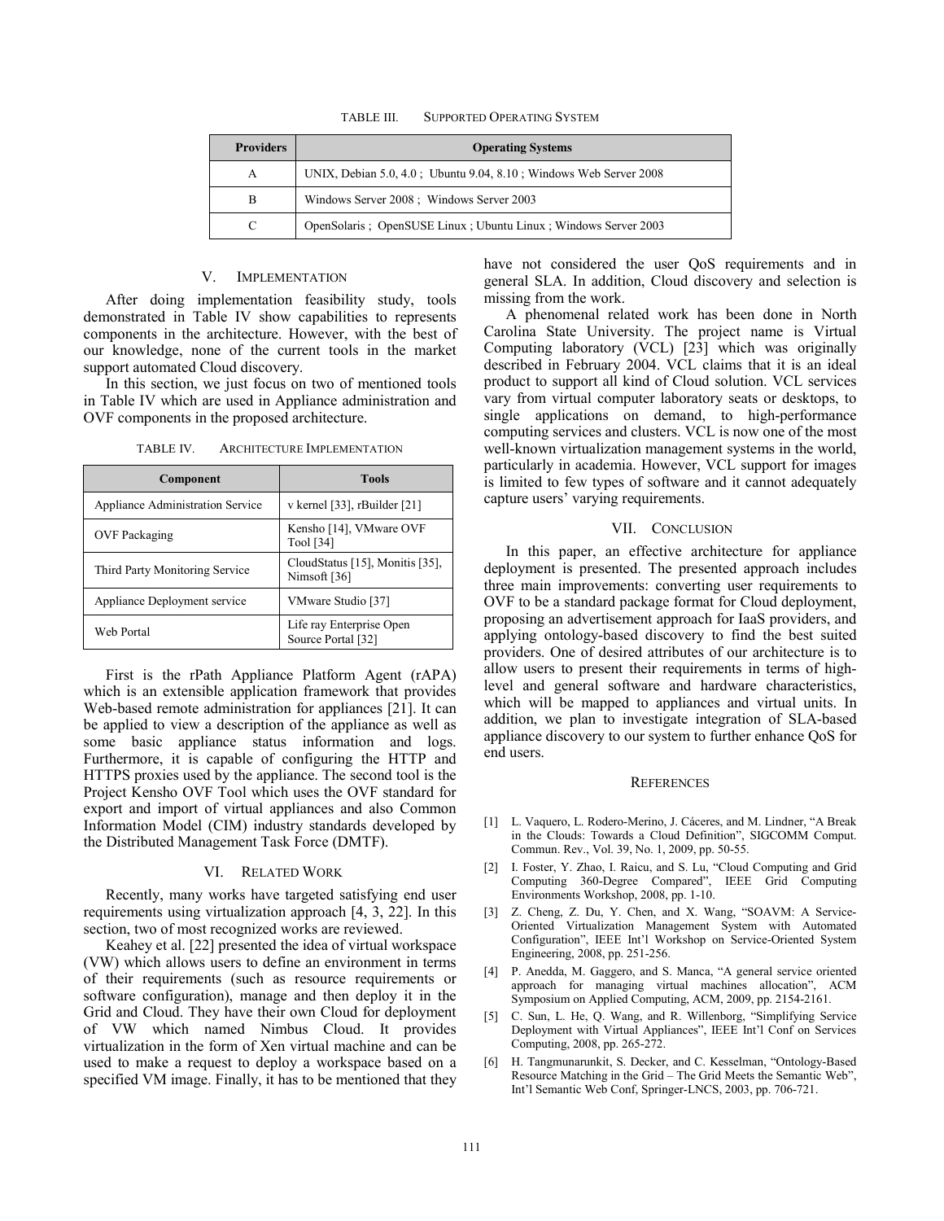TABLE III. SUPPORTED OPERATING SYSTEM

| Providers | Operating Systems |
|---|---|
| A | UNIX, Debian 5.0, 4.0 ; Ubuntu 9.04, 8.10 ; Windows Web Server 2008 |
| B | Windows Server 2008 ; Windows Server 2003 |
| C | OpenSolaris ; OpenSUSE Linux ; Ubuntu Linux ; Windows Server 2003 |

## V. IMPLEMENTATION

After doing implementation feasibility study, tools demonstrated in Table IV show capabilities to represents components in the architecture. However, with the best of our knowledge, none of the current tools in the market support automated Cloud discovery.

In this section, we just focus on two of mentioned tools in Table IV which are used in Appliance administration and OVF components in the proposed architecture.

TABLE IV. ARCHITECTURE IMPLEMENTATION

| Component | Tools |
|---|---|
| Appliance Administration Service | v kernel [33], rBuilder [21] |
| OVF Packaging | Kensho [14], VMware OVF Tool [34] |
| Third Party Monitoring Service | CloudStatus [15], Monitis [35], Nimsoft [36] |
| Appliance Deployment service | VMware Studio [37] |
| Web Portal | Life ray Enterprise Open Source Portal [32] |

First is the rPath Appliance Platform Agent (rAPA) which is an extensible application framework that provides Web-based remote administration for appliances [21]. It can be applied to view a description of the appliance as well as some basic appliance status information and logs. Furthermore, it is capable of configuring the HTTP and HTTPS proxies used by the appliance. The second tool is the Project Kensho OVF Tool which uses the OVF standard for export and import of virtual appliances and also Common Information Model (CIM) industry standards developed by the Distributed Management Task Force (DMTF).

## VI. RELATED WORK

Recently, many works have targeted satisfying end user requirements using virtualization approach [4, 3, 22]. In this section, two of most recognized works are reviewed.

Keahey et al. [22] presented the idea of virtual workspace (VW) which allows users to define an environment in terms of their requirements (such as resource requirements or software configuration), manage and then deploy it in the Grid and Cloud. They have their own Cloud for deployment of VW which named Nimbus Cloud. It provides virtualization in the form of Xen virtual machine and can be used to make a request to deploy a workspace based on a specified VM image. Finally, it has to be mentioned that they have not considered the user QoS requirements and in general SLA. In addition, Cloud discovery and selection is missing from the work.

A phenomenal related work has been done in North Carolina State University. The project name is Virtual Computing laboratory (VCL) [23] which was originally described in February 2004. VCL claims that it is an ideal product to support all kind of Cloud solution. VCL services vary from virtual computer laboratory seats or desktops, to single applications on demand, to high-performance computing services and clusters. VCL is now one of the most well-known virtualization management systems in the world, particularly in academia. However, VCL support for images is limited to few types of software and it cannot adequately capture users' varying requirements.

## VII. CONCLUSION

In this paper, an effective architecture for appliance deployment is presented. The presented approach includes three main improvements: converting user requirements to OVF to be a standard package format for Cloud deployment, proposing an advertisement approach for IaaS providers, and applying ontology-based discovery to find the best suited providers. One of desired attributes of our architecture is to allow users to present their requirements in terms of high-level and general software and hardware characteristics, which will be mapped to appliances and virtual units. In addition, we plan to investigate integration of SLA-based appliance discovery to our system to further enhance QoS for end users.

## REFERENCES

[1] L. Vaquero, L. Rodero-Merino, J. Cáceres, and M. Lindner, "A Break in the Clouds: Towards a Cloud Definition", SIGCOMM Comput. Commun. Rev., Vol. 39, No. 1, 2009, pp. 50-55.

[2] I. Foster, Y. Zhao, I. Raicu, and S. Lu, "Cloud Computing and Grid Computing 360-Degree Compared", IEEE Grid Computing Environments Workshop, 2008, pp. 1-10.

[3] Z. Cheng, Z. Du, Y. Chen, and X. Wang, "SOAVM: A Service-Oriented Virtualization Management System with Automated Configuration", IEEE Int'l Workshop on Service-Oriented System Engineering, 2008, pp. 251-256.

[4] P. Anedda, M. Gaggero, and S. Manca, "A general service oriented approach for managing virtual machines allocation", ACM Symposium on Applied Computing, ACM, 2009, pp. 2154-2161.

[5] C. Sun, L. He, Q. Wang, and R. Willenborg, "Simplifying Service Deployment with Virtual Appliances", IEEE Int'l Conf on Services Computing, 2008, pp. 265-272.

[6] H. Tangmunarunkit, S. Decker, and C. Kesselman, "Ontology-Based Resource Matching in the Grid – The Grid Meets the Semantic Web", Int'l Semantic Web Conf, Springer-LNCS, 2003, pp. 706-721.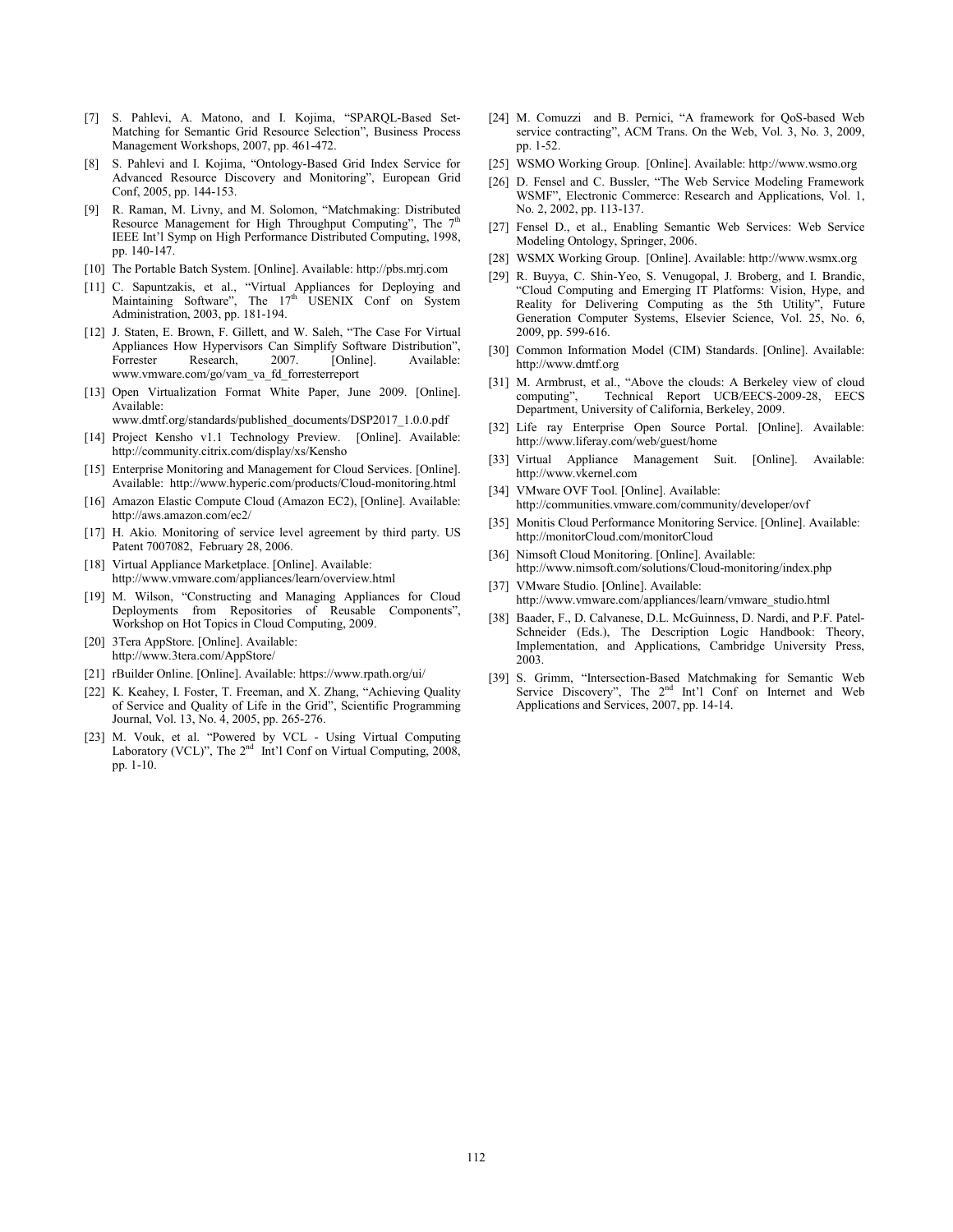[7] S. Pahlevi, A. Matono, and I. Kojima, "SPARQL-Based Set-Matching for Semantic Grid Resource Selection", Business Process Management Workshops, 2007, pp. 461-472.

[8] S. Pahlevi and I. Kojima, "Ontology-Based Grid Index Service for Advanced Resource Discovery and Monitoring", European Grid Conf, 2005, pp. 144-153.

[9] R. Raman, M. Livny, and M. Solomon, "Matchmaking: Distributed Resource Management for High Throughput Computing", The 7th IEEE Int'l Symp on High Performance Distributed Computing, 1998, pp. 140-147.

[10] The Portable Batch System. [Online]. Available: http://pbs.mrj.com

[11] C. Sapuntzakis, et al., "Virtual Appliances for Deploying and Maintaining Software", The 17th USENIX Conf on System Administration, 2003, pp. 181-194.

[12] J. Staten, E. Brown, F. Gillett, and W. Saleh, "The Case For Virtual Appliances How Hypervisors Can Simplify Software Distribution", Forrester Research, 2007. [Online]. Available: www.vmware.com/go/vam_va_fd_forresterreport

[13] Open Virtualization Format White Paper, June 2009. [Online]. Available: www.dmtf.org/standards/published_documents/DSP2017_1.0.0.pdf

[14] Project Kensho v1.1 Technology Preview. [Online]. Available: http://community.citrix.com/display/xs/Kensho

[15] Enterprise Monitoring and Management for Cloud Services. [Online]. Available: http://www.hyperic.com/products/Cloud-monitoring.html

[16] Amazon Elastic Compute Cloud (Amazon EC2), [Online]. Available: http://aws.amazon.com/ec2/

[17] H. Akio. Monitoring of service level agreement by third party. US Patent 7007082, February 28, 2006.

[18] Virtual Appliance Marketplace. [Online]. Available: http://www.vmware.com/appliances/learn/overview.html

[19] M. Wilson, "Constructing and Managing Appliances for Cloud Deployments from Repositories of Reusable Components", Workshop on Hot Topics in Cloud Computing, 2009.

[20] 3Tera AppStore. [Online]. Available: http://www.3tera.com/AppStore/

[21] rBuilder Online. [Online]. Available: https://www.rpath.org/ui/

[22] K. Keahey, I. Foster, T. Freeman, and X. Zhang, "Achieving Quality of Service and Quality of Life in the Grid", Scientific Programming Journal, Vol. 13, No. 4, 2005, pp. 265-276.

[23] M. Vouk, et al. "Powered by VCL - Using Virtual Computing Laboratory (VCL)", The 2nd Int'l Conf on Virtual Computing, 2008, pp. 1-10.

[24] M. Comuzzi and B. Pernici, "A framework for QoS-based Web service contracting", ACM Trans. On the Web, Vol. 3, No. 3, 2009, pp. 1-52.

[25] WSMO Working Group. [Online]. Available: http://www.wsmo.org

[26] D. Fensel and C. Bussler, "The Web Service Modeling Framework WSMF", Electronic Commerce: Research and Applications, Vol. 1, No. 2, 2002, pp. 113-137.

[27] Fensel D., et al., Enabling Semantic Web Services: Web Service Modeling Ontology, Springer, 2006.

[28] WSMX Working Group. [Online]. Available: http://www.wsmx.org

[29] R. Buyya, C. Shin-Yeo, S. Venugopal, J. Broberg, and I. Brandic, "Cloud Computing and Emerging IT Platforms: Vision, Hype, and Reality for Delivering Computing as the 5th Utility", Future Generation Computer Systems, Elsevier Science, Vol. 25, No. 6, 2009, pp. 599-616.

[30] Common Information Model (CIM) Standards. [Online]. Available: http://www.dmtf.org

[31] M. Armbrust, et al., "Above the clouds: A Berkeley view of cloud computing", Technical Report UCB/EECS-2009-28, EECS Department, University of California, Berkeley, 2009.

[32] Life ray Enterprise Open Source Portal. [Online]. Available: http://www.liferay.com/web/guest/home

[33] Virtual Appliance Management Suit. [Online]. Available: http://www.vkernel.com

[34] VMware OVF Tool. [Online]. Available: http://communities.vmware.com/community/developer/ovf

[35] Monitis Cloud Performance Monitoring Service. [Online]. Available: http://monitorCloud.com/monitorCloud

[36] Nimsoft Cloud Monitoring. [Online]. Available: http://www.nimsoft.com/solutions/Cloud-monitoring/index.php

[37] VMware Studio. [Online]. Available: http://www.vmware.com/appliances/learn/vmware_studio.html

[38] Baader, F., D. Calvanese, D.L. McGuinness, D. Nardi, and P.F. Patel-Schneider (Eds.), The Description Logic Handbook: Theory, Implementation, and Applications, Cambridge University Press, 2003.

[39] S. Grimm, "Intersection-Based Matchmaking for Semantic Web Service Discovery", The 2nd Int'l Conf on Internet and Web Applications and Services, 2007, pp. 14-14.